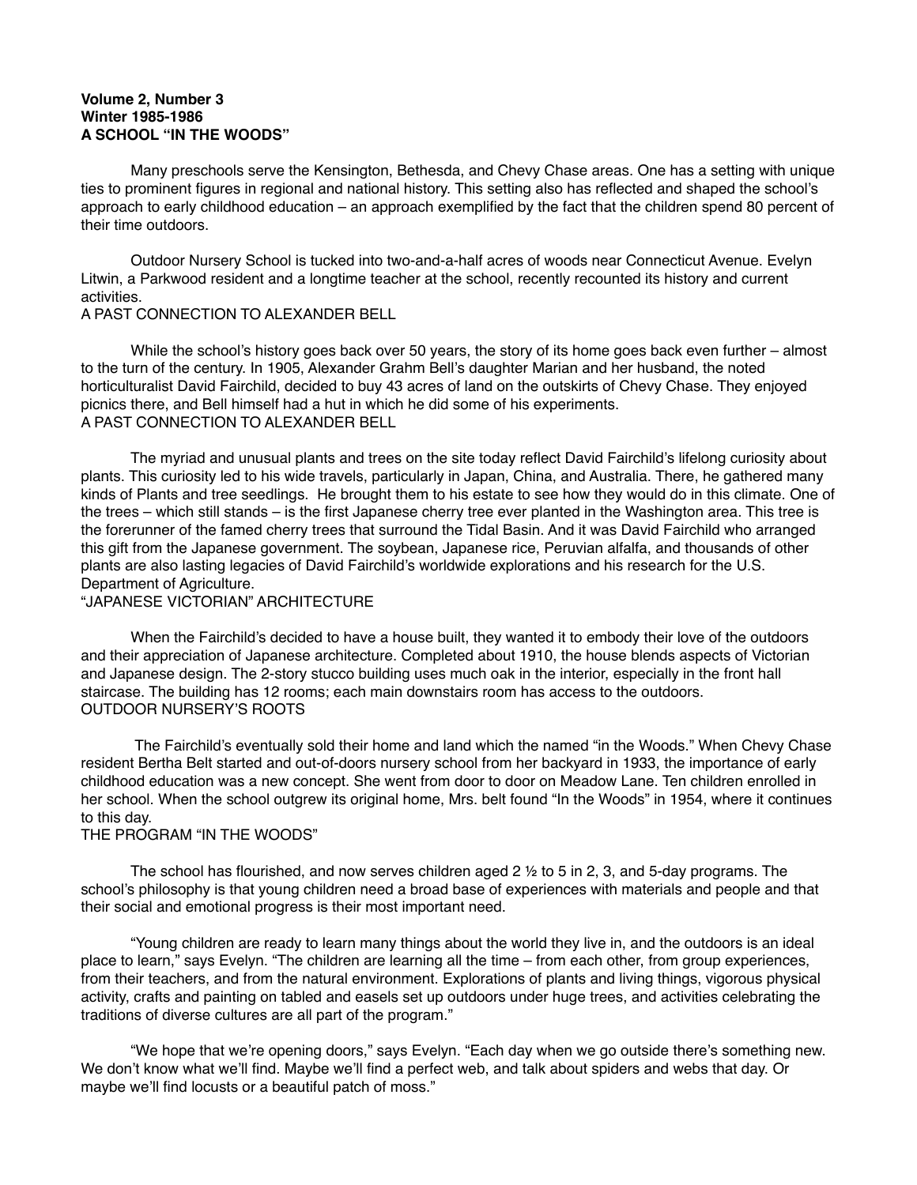**Volume 2, Number 3**
**Winter 1985-1986**
**A SCHOOL "IN THE WOODS"**

Many preschools serve the Kensington, Bethesda, and Chevy Chase areas. One has a setting with unique ties to prominent figures in regional and national history. This setting also has reflected and shaped the school's approach to early childhood education – an approach exemplified by the fact that the children spend 80 percent of their time outdoors.

Outdoor Nursery School is tucked into two-and-a-half acres of woods near Connecticut Avenue. Evelyn Litwin, a Parkwood resident and a longtime teacher at the school, recently recounted its history and current activities.

A PAST CONNECTION TO ALEXANDER BELL

While the school's history goes back over 50 years, the story of its home goes back even further – almost to the turn of the century. In 1905, Alexander Grahm Bell's daughter Marian and her husband, the noted horticulturalist David Fairchild, decided to buy 43 acres of land on the outskirts of Chevy Chase. They enjoyed picnics there, and Bell himself had a hut in which he did some of his experiments.

A PAST CONNECTION TO ALEXANDER BELL

The myriad and unusual plants and trees on the site today reflect David Fairchild's lifelong curiosity about plants. This curiosity led to his wide travels, particularly in Japan, China, and Australia. There, he gathered many kinds of Plants and tree seedlings. He brought them to his estate to see how they would do in this climate. One of the trees – which still stands – is the first Japanese cherry tree ever planted in the Washington area. This tree is the forerunner of the famed cherry trees that surround the Tidal Basin. And it was David Fairchild who arranged this gift from the Japanese government. The soybean, Japanese rice, Peruvian alfalfa, and thousands of other plants are also lasting legacies of David Fairchild's worldwide explorations and his research for the U.S. Department of Agriculture.

"JAPANESE VICTORIAN" ARCHITECTURE

When the Fairchild's decided to have a house built, they wanted it to embody their love of the outdoors and their appreciation of Japanese architecture. Completed about 1910, the house blends aspects of Victorian and Japanese design. The 2-story stucco building uses much oak in the interior, especially in the front hall staircase. The building has 12 rooms; each main downstairs room has access to the outdoors.

OUTDOOR NURSERY'S ROOTS

The Fairchild's eventually sold their home and land which the named "in the Woods." When Chevy Chase resident Bertha Belt started and out-of-doors nursery school from her backyard in 1933, the importance of early childhood education was a new concept. She went from door to door on Meadow Lane. Ten children enrolled in her school. When the school outgrew its original home, Mrs. belt found "In the Woods" in 1954, where it continues to this day.

THE PROGRAM "IN THE WOODS"

The school has flourished, and now serves children aged 2 ½ to 5 in 2, 3, and 5-day programs. The school's philosophy is that young children need a broad base of experiences with materials and people and that their social and emotional progress is their most important need.

"Young children are ready to learn many things about the world they live in, and the outdoors is an ideal place to learn," says Evelyn. "The children are learning all the time – from each other, from group experiences, from their teachers, and from the natural environment. Explorations of plants and living things, vigorous physical activity, crafts and painting on tabled and easels set up outdoors under huge trees, and activities celebrating the traditions of diverse cultures are all part of the program."

"We hope that we're opening doors," says Evelyn. "Each day when we go outside there's something new. We don't know what we'll find. Maybe we'll find a perfect web, and talk about spiders and webs that day. Or maybe we'll find locusts or a beautiful patch of moss."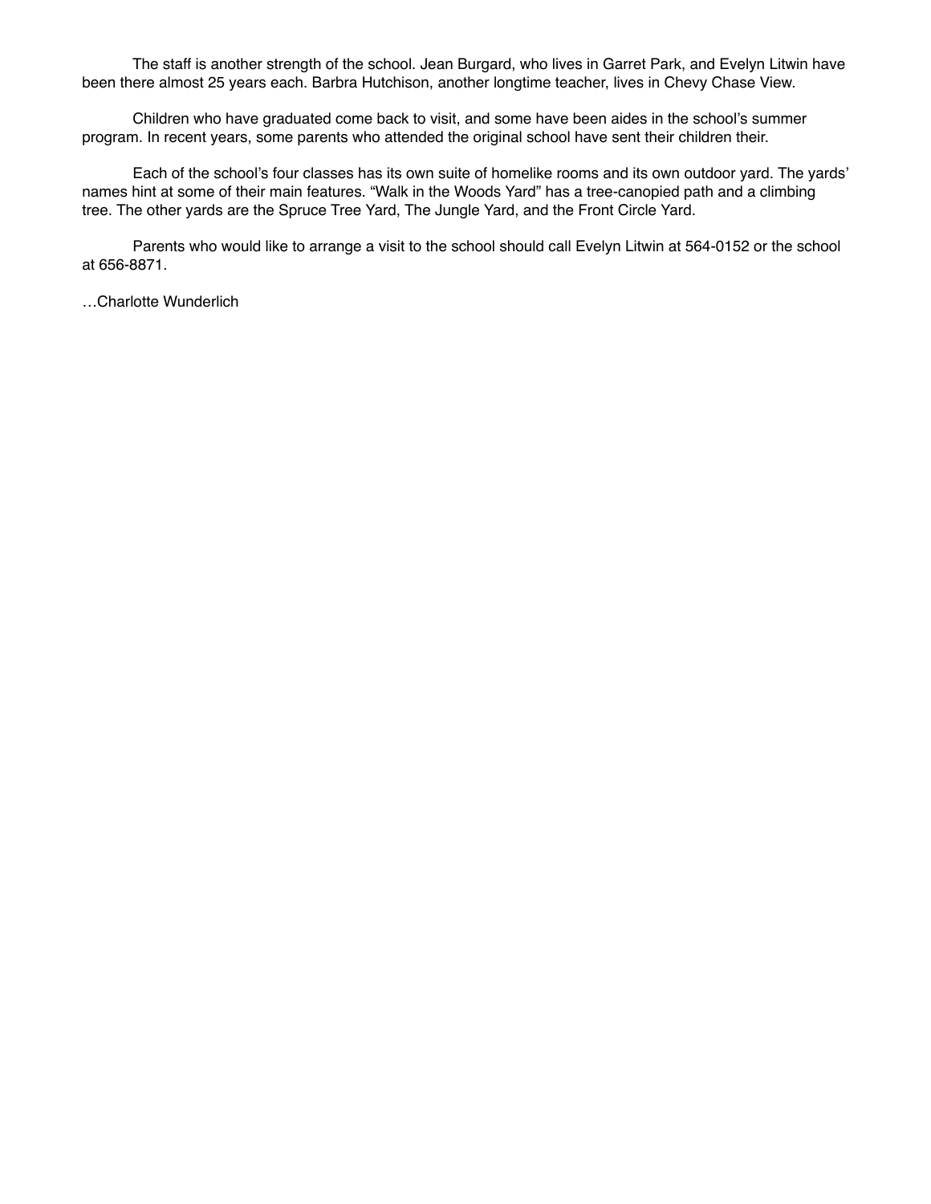The staff is another strength of the school. Jean Burgard, who lives in Garret Park, and Evelyn Litwin have been there almost 25 years each. Barbra Hutchison, another longtime teacher, lives in Chevy Chase View.

Children who have graduated come back to visit, and some have been aides in the school's summer program. In recent years, some parents who attended the original school have sent their children their.

Each of the school's four classes has its own suite of homelike rooms and its own outdoor yard. The yards' names hint at some of their main features. "Walk in the Woods Yard" has a tree-canopied path and a climbing tree. The other yards are the Spruce Tree Yard, The Jungle Yard, and the Front Circle Yard.

Parents who would like to arrange a visit to the school should call Evelyn Litwin at 564-0152 or the school at 656-8871.

…Charlotte Wunderlich